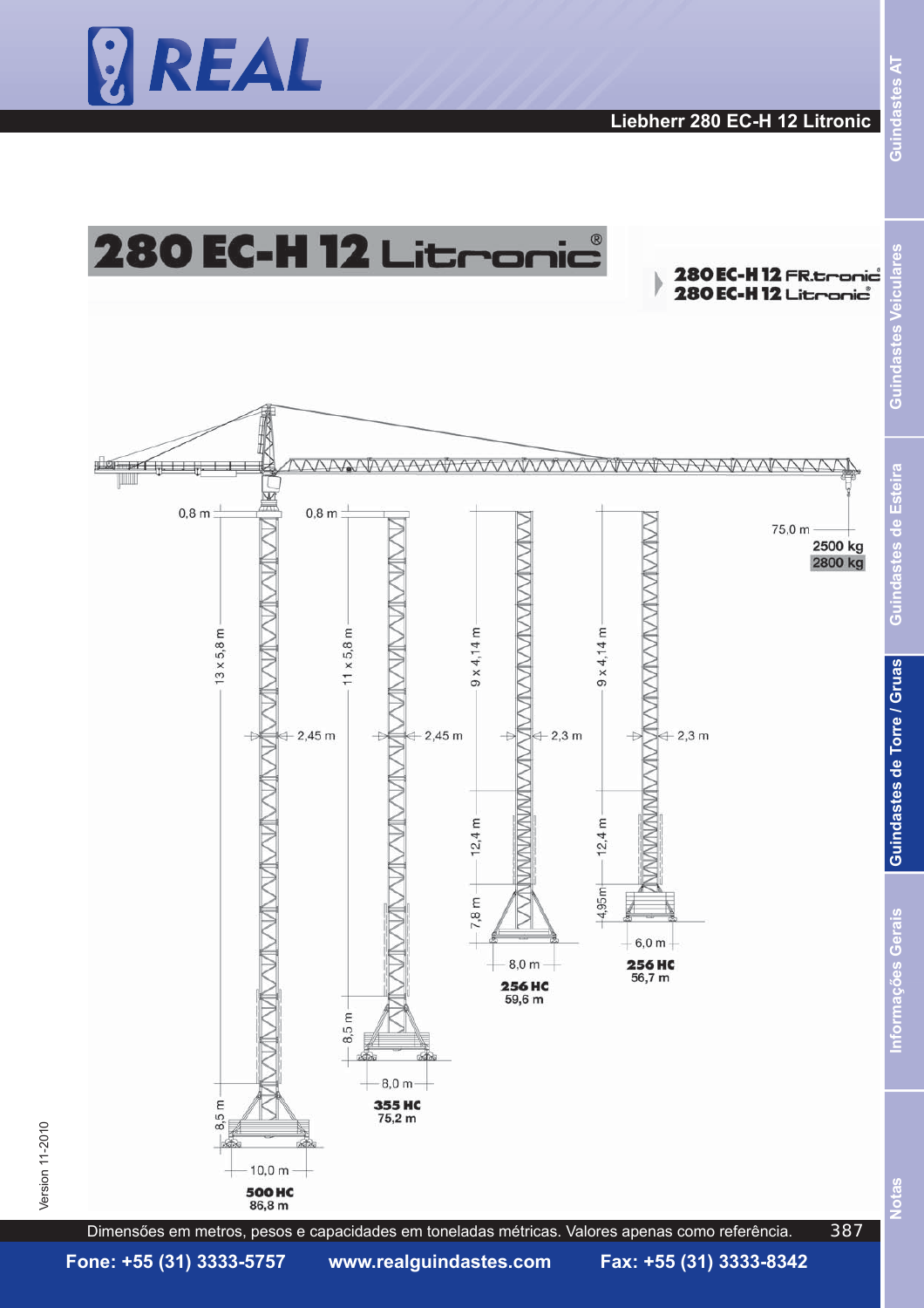# 280 EC-H 12 Litronic®

280 EC-H 12 FR.tronic®
280 EC-H 12 Litronic®

75,0 m

2500 kg

2800 kg

0,8 m

13 x 5,8 m

2,45 m

8,5 m

10,0 m

**500 HC**
86,8 m

0,8 m

11 x 5,8 m

2,45 m

8,5 m

8,0 m

**355 HC**
75,2 m

9 x 4,14 m

2,3 m

12,4 m

7,8 m

8,0 m

**256 HC**
59,6 m

9 x 4,14 m

2,3 m

12,4 m

4,95 m

6,0 m

**256 HC**
56,7 m

Version 11-2010

Dimensões em metros, pesos e capacidades em toneladas métricas. Valores apenas como referência.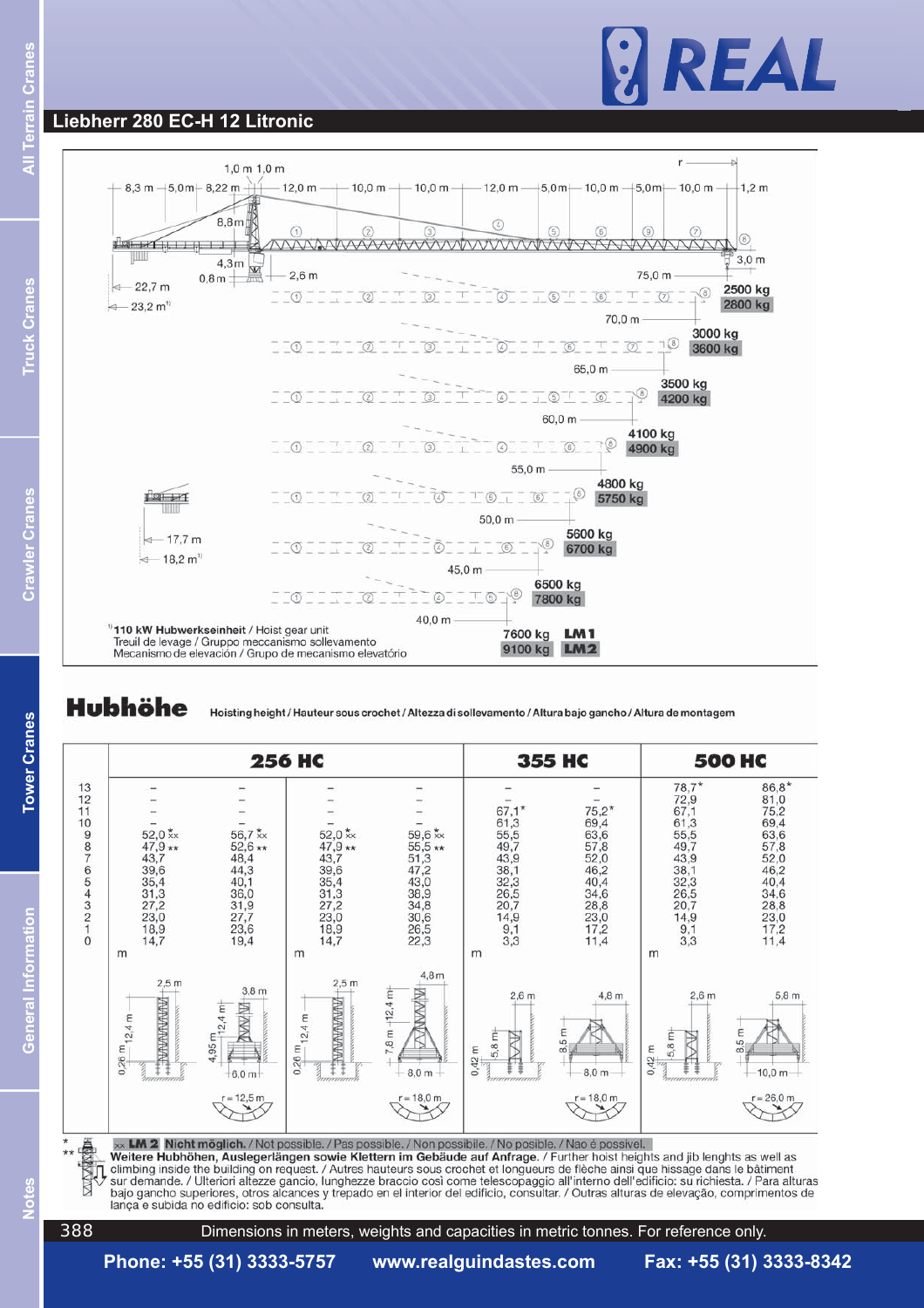## Liebherr 280 EC-H 12 Litronic

| Jib length | Capacity LM1 | Capacity LM2 |
|---|---|---|
| 75,0 m | 2500 kg | 2800 kg |
| 70,0 m | 3000 kg | 3600 kg |
| 65,0 m | 3500 kg | 4200 kg |
| 60,0 m | 4100 kg | 4900 kg |
| 55,0 m | 4800 kg | 5750 kg |
| 50,0 m | 5600 kg | 6700 kg |
| 45,0 m | 6500 kg | 7800 kg |
| 40,0 m | 7600 kg | 9100 kg |

Dimensions: 8,3 m – 5,0 m – 8,22 m – 1,0 m – 1,0 m – 12,0 m – 10,0 m – 10,0 m – 12,0 m – 5,0 m – 10,0 m – 5,0 m – 10,0 m – 1,2 m; r; 8,8 m; 4,3 m; 0,8 m; 2,6 m; 3,0 m; 22,7 m; 23,2 m[1]; 17,7 m; 18,2 m[1]

[1] **110 kW Hubwerkseinheit** / Hoist gear unit
Treuil de levage / Gruppo meccanismo sollevamento
Mecanismo de elevación / Grupo de mecanismo elevatório

**LM1** / **LM2**

## Hubhöhe

Hoisting height / Hauteur sous crochet / Altezza di sollevamento / Altura bajo gancho / Altura de montagem

| | 256 HC | | | | 355 HC | | 500 HC | |
|---|---|---|---|---|---|---|---|---|
| 13 | – | – | – | – | – | – | 78,7* | 86,8* |
| 12 | – | – | – | – | – | – | 72,9 | 81,0 |
| 11 | – | – | – | – | 67,1* | 75,2* | 67,1 | 75,2 |
| 10 | – | – | – | – | 61,3 | 69,4 | 61,3 | 69,4 |
| 9 | 52,0 *xx | 56,7 *xx | 52,0 *xx | 59,6 *xx | 55,5 | 63,6 | 55,5 | 63,6 |
| 8 | 47,9 ** | 52,6 ** | 47,9 ** | 55,5 ** | 49,7 | 57,8 | 49,7 | 57,8 |
| 7 | 43,7 | 48,4 | 43,7 | 51,3 | 43,9 | 52,0 | 43,9 | 52,0 |
| 6 | 39,6 | 44,3 | 39,6 | 47,2 | 38,1 | 46,2 | 38,1 | 46,2 |
| 5 | 35,4 | 40,1 | 35,4 | 43,0 | 32,3 | 40,4 | 32,3 | 40,4 |
| 4 | 31,3 | 36,0 | 31,3 | 38,9 | 26,5 | 34,6 | 26,5 | 34,6 |
| 3 | 27,2 | 31,9 | 27,2 | 34,8 | 20,7 | 28,8 | 20,7 | 28,8 |
| 2 | 23,0 | 27,7 | 23,0 | 30,6 | 14,9 | 23,0 | 14,9 | 23,0 |
| 1 | 18,9 | 23,6 | 18,9 | 26,5 | 9,1 | 17,2 | 9,1 | 17,2 |
| 0 | 14,7 | 19,4 | 14,7 | 22,3 | 3,3 | 11,4 | 3,3 | 11,4 |
| | m | | m | | m | | m | |
| Base | 2,5 m; 12,4 m; 0,26 m | 3,8 m; 12,4 m; 4,95 m; 6,0 m | 2,5 m; 12,4 m; 0,26 m | 4,8 m; 12,4 m; 7,8 m; 8,0 m | 2,6 m; 5,8 m; 0,42 m | 4,8 m; 8,5 m; 8,0 m | 2,6 m; 5,8 m; 0,42 m | 5,8 m; 8,5 m; 10,0 m |
| Radius | | r = 12,5 m | | r = 18,0 m | | r = 18,0 m | | r = 26,0 m |

\*

\*\*

xx **LM 2 Nicht möglich.** / Not possible. / Pas possible. / Non possibile. / No posible. / Nao é possivel.

**Weitere Hubhöhen, Auslegerlängen sowie Klettern im Gebäude auf Anfrage.** / Further hoist heights and jib lenghts as well as climbing inside the building on request. / Autres hauteurs sous crochet et longueurs de flèche ainsi que hissage dans le bâtiment sur demande. / Ulteriori altezze gancio, lunghezze braccio così come telescopaggio all'interno dell'edificio: su richiesta. / Para alturas bajo gancho superiores, otros alcances y trepado en el interior del edificio, consultar. / Outras alturas de elevação, comprimentos de lança e subida no edifício: sob consulta.

Dimensions in meters, weights and capacities in metric tonnes. For reference only.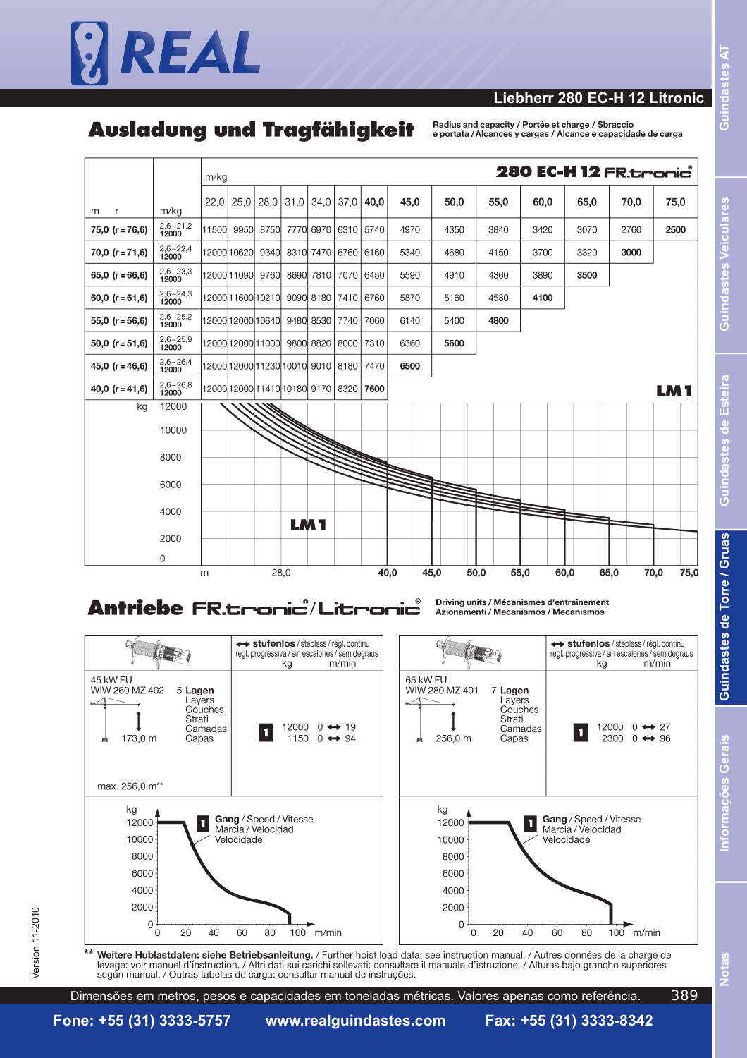# Liebherr 280 EC-H 12 Litronic

## Ausladung und Tragfähigkeit

Radius and capacity / Portée et charge / Sbraccio e portata / Alcances y cargas / Alcance e capacidade de carga

| m r | m/kg | 22,0 | 25,0 | 28,0 | 31,0 | 34,0 | 37,0 | 40,0 | 45,0 | 50,0 | 55,0 | 60,0 | 65,0 | 70,0 | 75,0 |
|---|---|---|---|---|---|---|---|---|---|---|---|---|---|---|---|
| 75,0 (r=76,6) | 2,6–21,2 12000 | 11500 | 9950 | 8750 | 7770 | 6970 | 6310 | 5740 | 4970 | 4350 | 3840 | 3420 | 3070 | 2760 | **2500** |
| 70,0 (r=71,6) | 2,6–22,4 12000 | 12000 | 10620 | 9340 | 8310 | 7470 | 6760 | 6160 | 5340 | 4680 | 4150 | 3700 | 3320 | **3000** | |
| 65,0 (r=66,6) | 2,6–23,3 12000 | 12000 | 11090 | 9760 | 8690 | 7810 | 7070 | 6450 | 5590 | 4910 | 4360 | 3890 | **3500** | | |
| 60,0 (r=61,6) | 2,6–24,3 12000 | 12000 | 11600 | 10210 | 9090 | 8180 | 7410 | 6760 | 5870 | 5160 | 4580 | **4100** | | | |
| 55,0 (r=56,6) | 2,6–25,2 12000 | 12000 | 12000 | 10640 | 9480 | 8530 | 7740 | 7060 | 6140 | 5400 | **4800** | | | | |
| 50,0 (r=51,6) | 2,6–25,9 12000 | 12000 | 12000 | 11000 | 9800 | 8820 | 8000 | 7310 | 6360 | **5600** | | | | | |
| 45,0 (r=46,6) | 2,6–26,4 12000 | 12000 | 12000 | 11230 | 10010 | 9010 | 8180 | 7470 | **6500** | | | | | | |
| 40,0 (r=41,6) | 2,6–26,8 12000 | 12000 | 12000 | 11410 | 10180 | 9170 | 8320 | **7600** | | | | | | | |

LM 1

## Antriebe FR.tronic® / Litronic®

Driving units / Mécanismes d'entraînement / Azionamenti / Mecanismos / Mecanismos

| 45 kW FU WIW 260 MZ 402 | 5 Lagen / Layers / Couches / Strati / Camadas / Capas | ↔ stufenlos / stepless / rég. continu / regl. progressiva / sin escalones / sem degraus | kg | m/min |
|---|---|---|---|---|
| 173,0 m | | 1 | 12000 | 0 ↔ 19 |
| | | | 1150 | 0 ↔ 94 |

max. 256,0 m**

| 65 kW FU WIW 280 MZ 401 | 7 Lagen / Layers / Couches / Strati / Camadas / Capas | ↔ stufenlos / stepless / rég. continu / regl. progressiva / sin escalones / sem degraus | kg | m/min |
|---|---|---|---|---|
| 256,0 m | | 1 | 12000 | 0 ↔ 27 |
| | | | 2300 | 0 ↔ 96 |

**1** Gang / Speed / Vitesse / Marcia / Velocidad / Velocidade

** **Weitere Hublastdaten: siehe Betriebsanleitung.** / Further hoist load data: see instruction manual. / Autres données de la charge de levage: voir manuel d'instruction. / Altri dati sui carichi sollevati: consultare il manuale d'istruzione. / Alturas bajo grancho superiores según manual. / Outras tabelas de carga: consultar manual de instruções.

Version 11-2010

Dimensões em metros, pesos e capacidades em toneladas métricas. Valores apenas como referência.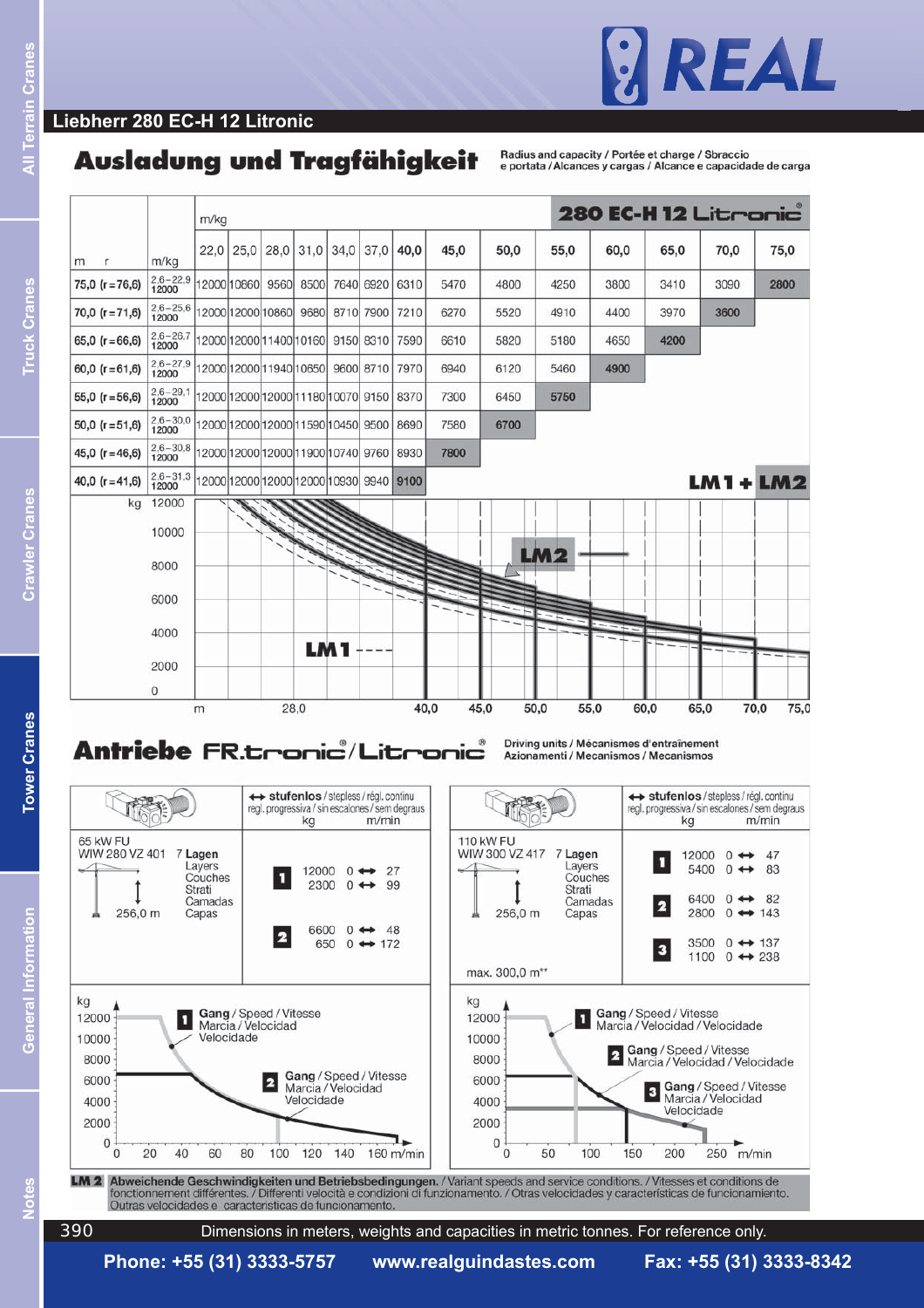## Liebherr 280 EC-H 12 Litronic

# Ausladung und Tragfähigkeit

Radius and capacity / Portée et charge / Sbraccio e portata / Alcances y cargas / Alcance e capacidade de carga

**280 EC-H 12 Litronic®**

| m r | m/kg | 22,0 | 25,0 | 28,0 | 31,0 | 34,0 | 37,0 | 40,0 | 45,0 | 50,0 | 55,0 | 60,0 | 65,0 | 70,0 | 75,0 |
|---|---|---|---|---|---|---|---|---|---|---|---|---|---|---|---|
| 75,0 (r=76,6) | 2,6–22,9 12000 | 12000 | 10860 | 9560 | 8500 | 7640 | 6920 | 6310 | 5470 | 4800 | 4250 | 3800 | 3410 | 3090 | 2800 |
| 70,0 (r=71,6) | 2,6–25,6 12000 | 12000 | 12000 | 10860 | 9680 | 8710 | 7900 | 7210 | 6270 | 5520 | 4910 | 4400 | 3970 | 3600 | |
| 65,0 (r=66,6) | 2,6–26,7 12000 | 12000 | 12000 | 11400 | 10160 | 9150 | 8310 | 7590 | 6610 | 5820 | 5180 | 4650 | 4200 | | |
| 60,0 (r=61,6) | 2,6–27,9 12000 | 12000 | 12000 | 11940 | 10650 | 9600 | 8710 | 7970 | 6940 | 6120 | 5460 | 4900 | | | |
| 55,0 (r=56,6) | 2,6–29,1 12000 | 12000 | 12000 | 12000 | 11180 | 10070 | 9150 | 8370 | 7300 | 6450 | 5750 | | | | |
| 50,0 (r=51,6) | 2,6–30,0 12000 | 12000 | 12000 | 12000 | 11590 | 10450 | 9500 | 8690 | 7580 | 6700 | | | | | |
| 45,0 (r=46,6) | 2,6–30,8 12000 | 12000 | 12000 | 12000 | 11900 | 10740 | 9760 | 8930 | 7800 | | | | | | |
| 40,0 (r=41,6) | 2,6–31,3 12000 | 12000 | 12000 | 12000 | 12000 | 10930 | 9940 | 9100 | | | | | | | |

LM1 + LM2

Diagram: kg 0–12000 over m 28,0 – 75,0; LM1 ----, LM2 ——

# Antriebe FR.tronic® / Litronic®

Driving units / Mécanismes d'entraînement / Azionamenti / Mecanismos / Mecanismos

| 65 kW FU WIW 280 VZ 401 — 7 Lagen / Layers / Couches / Strati / Camadas / Capas — 256,0 m | ↔ stufenlos / stepless / régl. continu / regl. progressiva / sin escalones / sem degraus — kg / m/min |
|---|---|
| 1 | 12000 0 ↔ 27<br>2300 0 ↔ 99 |
| 2 | 6600 0 ↔ 48<br>650 0 ↔ 172 |

Diagram: kg 0–12000 over 0–160 m/min; 1 Gang / Speed / Vitesse / Marcia / Velocidad / Velocidade; 2 Gang / Speed / Vitesse / Marcia / Velocidad / Velocidade

| 110 kW FU WIW 300 VZ 417 — 7 Lagen / Layers / Couches / Strati / Camadas / Capas — 256,0 m — max. 300,0 m** | ↔ stufenlos / stepless / régl. continu / regl. progressiva / sin escalones / sem degraus — kg / m/min |
|---|---|
| 1 | 12000 0 ↔ 47<br>5400 0 ↔ 83 |
| 2 | 6400 0 ↔ 82<br>2800 0 ↔ 143 |
| 3 | 3500 0 ↔ 137<br>1100 0 ↔ 238 |

Diagram: kg 0–12000 over 0–250 m/min; 1 Gang / Speed / Vitesse / Marcia / Velocidad / Velocidade; 2 Gang / Speed / Vitesse / Marcia / Velocidad / Velocidade; 3 Gang / Speed / Vitesse / Marcia / Velocidad / Velocidade

**LM 2** **Abweichende Geschwindigkeiten und Betriebsbedingungen.** / Variant speeds and service conditions. / Vitesses et conditions de fonctionnement différentes. / Differenti velocità e condizioni di funzionamento. / Otras velocidades y características de funcionamiento. Outras velocidades e características de funcionamento.

Dimensions in meters, weights and capacities in metric tonnes. For reference only.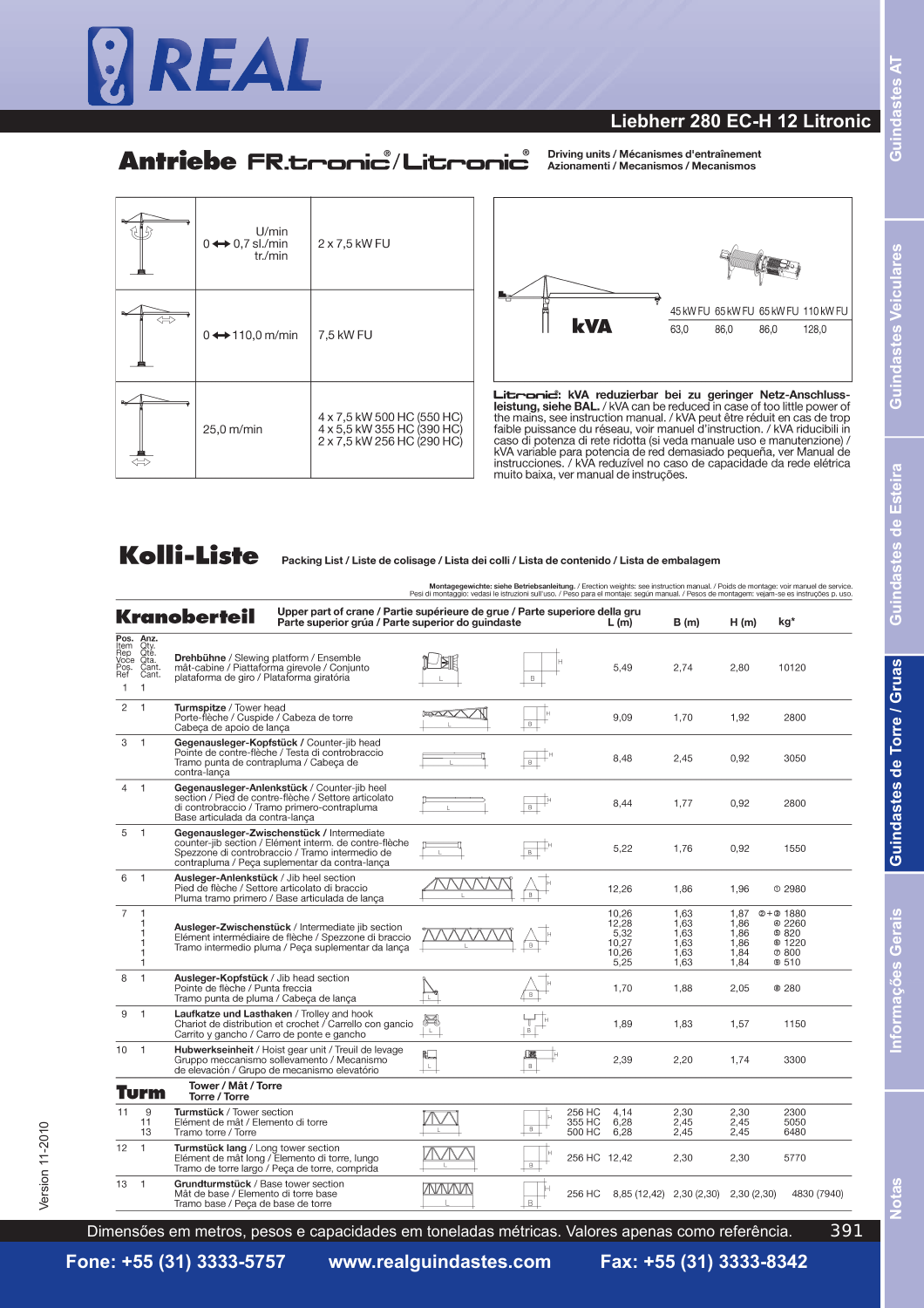# Liebherr 280 EC-H 12 Litronic

## Antriebe FR.tronic®/Litronic®

Driving units / Mécanismes d'entraînement
Azionamenti / Mecanismos / Mecanismos

| | | |
|---|---|---|
| | 0 ↔ 0,7 U/min sl./min tr./min | 2 x 7,5 kW FU |
| | 0 ↔ 110,0 m/min | 7,5 kW FU |
| | 25,0 m/min | 4 x 7,5 kW 500 HC (550 HC)<br>4 x 5,5 kW 355 HC (390 HC)<br>2 x 7,5 kW 256 HC (290 HC) |

| kVA | 45 kW FU | 65 kW FU | 65 kW FU | 110 kW FU |
|---|---|---|---|---|
| | 63,0 | 86,0 | 86,0 | 128,0 |

**Litronic: kVA reduzierbar bei zu geringer Netz-Anschlussleistung, siehe BAL.** / kVA can be reduced in case of too little power of the mains, see instruction manual. / kVA peut être réduit en cas de trop faible puissance du réseau, voir manuel d'instruction. / kVA riducibili in caso di potenza di rete ridotta (si veda manuale uso e manutenzione) / kVA variable para potencia de red demasiado pequeña, ver Manual de instrucciones. / kVA reduzível no caso de capacidade da rede elétrica muito baixa, ver manual de instruções.

## Kolli-Liste

Packing List / Liste de colisage / Lista dei colli / Lista de contenido / Lista de embalagem

**Montagegewichte: siehe Betriebsanleitung.** / Erection weights: see instruction manual. / Poids de montage: voir manuel de service. Pesi di montaggio: vedasi le istruzioni sull'uso. / Peso para el montaje: según manual. / Pesos de montagem: vejam-se as instruções p. uso.

### Kranoberteil

Upper part of crane / Partie supérieure de grue / Parte superiore della gru / Parte superior grúa / Parte superior do guindaste

| Pos. Item Rep Voce Pos. Ref | Anz. Qty. Qté. Qta. Cant. Cant. | | L (m) | B (m) | H (m) | kg* |
|---|---|---|---|---|---|---|
| 1 | 1 | **Drehbühne** / Slewing platform / Ensemble mât-cabine / Piattaforma girevole / Conjunto plataforma de giro / Plataforma giratória | 5,49 | 2,74 | 2,80 | 10120 |
| 2 | 1 | **Turmspitze** / Tower head / Porte-flèche / Cuspide / Cabeza de torre / Cabeça de apoio de lança | 9,09 | 1,70 | 1,92 | 2800 |
| 3 | 1 | **Gegenausleger-Kopfstück** / Counter-jib head / Pointe de contre-flèche / Testa di controbraccio / Tramo punta de contrapluma / Cabeça de contra-lança | 8,48 | 2,45 | 0,92 | 3050 |
| 4 | 1 | **Gegenausleger-Anlenkstück** / Counter-jib heel section / Pied de contre-flèche / Settore articolato di controbraccio / Tramo primero-contrapluma / Base articulada da contra-lança | 8,44 | 1,77 | 0,92 | 2800 |
| 5 | 1 | **Gegenausleger-Zwischenstück** / Intermediate counter-jib section / Élément interm. de contre-flèche / Spezzone di controbraccio / Tramo intermedio de contrapluma / Peça suplementar da contra-lança | 5,22 | 1,76 | 0,92 | 1550 |
| 6 | 1 | **Ausleger-Anlenkstück** / Jib heel section / Pied de flèche / Settore articolato di braccio / Pluma tramo primero / Base articulada de lança | 12,26 | 1,86 | 1,96 | ① 2980 |
| 7 | 1<br>1<br>1<br>1<br>1<br>1 | **Ausleger-Zwischenstück** / Intermediate jib section / Elément intermédiaire de flèche / Spezzone di braccio / Tramo intermedio pluma / Peça suplementar da lança | 10,26<br>12,28<br>5,32<br>10,27<br>10,26<br>5,25 | 1,63<br>1,63<br>1,63<br>1,63<br>1,63<br>1,63 | 1,87<br>1,86<br>1,86<br>1,86<br>1,84<br>1,84 | ②+③ 1880<br>④ 2260<br>⑤ 820<br>⑥ 1220<br>⑦ 800<br>⑨ 510 |
| 8 | 1 | **Ausleger-Kopfstück** / Jib head section / Pointe de flèche / Punta freccia / Tramo punta de pluma / Cabeça de lança | 1,70 | 1,88 | 2,05 | ⑧ 280 |
| 9 | 1 | **Laufkatze und Lasthaken** / Trolley and hook / Chariot de distribution et crochet / Carrello con gancio / Carrito y gancho / Carro de ponte e gancho | 1,89 | 1,83 | 1,57 | 1150 |
| 10 | 1 | **Hubwerkseinheit** / Hoist gear unit / Treuil de levage / Gruppo meccanismo sollevamento / Mecanismo de elevación / Grupo de mecanismo elevatório | 2,39 | 2,20 | 1,74 | 3300 |

### Turm

Tower / Mât / Torre / Torre / Torre

| Pos. | Anz. | | | L (m) | B (m) | H (m) | kg* |
|---|---|---|---|---|---|---|---|
| 11 | 9<br>11<br>13 | **Turmstück** / Tower section / Elément de mât / Elemento di torre / Tramo torre / Torre | 256 HC<br>355 HC<br>500 HC | 4,14<br>6,28<br>6,28 | 2,30<br>2,45<br>2,45 | 2,30<br>2,45<br>2,45 | 2300<br>5050<br>6480 |
| 12 | 1 | **Turmstück lang** / Long tower section / Elément de mât long / Elemento di torre, lungo / Tramo de torre largo / Peça de torre, comprida | 256 HC | 12,42 | 2,30 | 2,30 | 5770 |
| 13 | 1 | **Grundturmstück** / Base tower section / Mât de base / Elemento di torre base / Tramo base / Peça de base de torre | 256 HC | 8,85 (12,42) | 2,30 (2,30) | 2,30 (2,30) | 4830 (7940) |

Dimensões em metros, pesos e capacidades em toneladas métricas. Valores apenas como referência.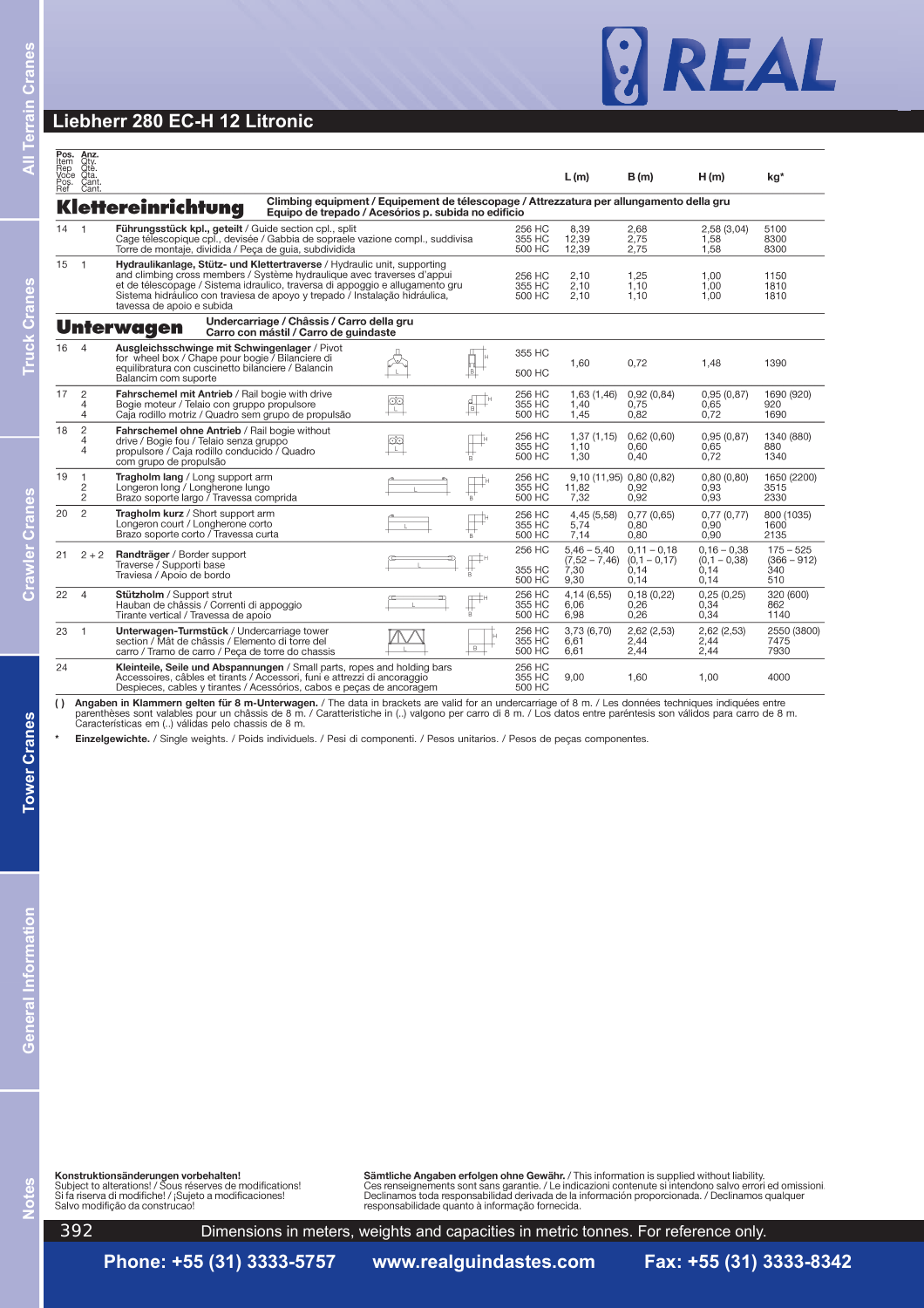## Liebherr 280 EC-H 12 Litronic

| Pos. Item Rep Voce Pos. Ref | Anz. Qty. Qté. Qta. Cant. Cant. | | | L (m) | B (m) | H (m) | kg* |
|---|---|---|---|---|---|---|---|
| **Klettereinrichtung** | | Climbing equipment / Equipement de télescopage / Attrezzatura per allungamento della gru Equipo de trepado / Acesórios p. subida no edifício | | | | | |
| 14 | 1 | **Führungsstück kpl., geteilt** / Guide section cpl., split Cage télescopique cpl., devisée / Gabbia de sopraele vazione compl., suddivisa Torre de montaje, dividida / Peça de guia, subdividida | 256 HC<br>355 HC<br>500 HC | 8,39<br>12,39<br>12,39 | 2,68<br>2,75<br>2,75 | 2,58 (3,04)<br>1,58<br>1,58 | 5100<br>8300<br>8300 |
| 15 | 1 | **Hydraulikanlage, Stütz- und Klettertraverse** / Hydraulic unit, supporting and climbing cross members / Système hydraulique avec traverses d'appui et de télescopage / Sistema idraulico, traversa di appoggio e allungamento gru Sistema hidráulico con traviesa de apoyo y trepado / Instalação hidráulica, tavessa de apoio e subida | 256 HC<br>355 HC<br>500 HC | 2,10<br>2,10<br>2,10 | 1,25<br>1,10<br>1,10 | 1,00<br>1,00<br>1,00 | 1150<br>1810<br>1810 |
| **Unterwagen** | | Undercarriage / Châssis / Carro della gru Carro con mástil / Carro de guindaste | | | | | |
| 16 | 4 | **Ausgleichsschwinge mit Schwingenlager** / Pivot for wheel box / Chape pour bogie / Bilanciere di equilibratura con cuscinetto bilanciere / Balancin Balancim com suporte | 355 HC<br>500 HC | 1,60 | 0,72 | 1,48 | 1390 |
| 17 | 2<br>4<br>4 | **Fahrschemel mit Antrieb** / Rail bogie with drive Bogie moteur / Telaio con gruppo propulsore Caja rodillo motriz / Quadro sem grupo de propulsão | 256 HC<br>355 HC<br>500 HC | 1,63 (1,46)<br>1,40<br>1,45 | 0,92 (0,84)<br>0,75<br>0,82 | 0,95 (0,87)<br>0,65<br>0,72 | 1690 (920)<br>920<br>1690 |
| 18 | 2<br>4<br>4 | **Fahrschemel ohne Antrieb** / Rail bogie without drive / Bogie fou / Telaio senza gruppo propulsore / Caja rodillo conducido / Quadro com grupo de propulsão | 256 HC<br>355 HC<br>500 HC | 1,37 (1,15)<br>1,10<br>1,30 | 0,62 (0,60)<br>0,60<br>0,40 | 0,95 (0,87)<br>0,65<br>0,72 | 1340 (880)<br>880<br>1340 |
| 19 | 1<br>2<br>2 | **Tragholm lang** / Long support arm Longeron long / Longherone lungo Brazo soporte largo / Travessa comprida | 256 HC<br>355 HC<br>500 HC | 9,10 (11,95)<br>11,82<br>7,32 | 0,80 (0,82)<br>0,92<br>0,92 | 0,80 (0,80)<br>0,93<br>0,93 | 1650 (2200)<br>3515<br>2330 |
| 20 | 2 | **Tragholm kurz** / Short support arm Longeron court / Longherone corto Brazo soporte corto / Travessa curta | 256 HC<br>355 HC<br>500 HC | 4,45 (5,58)<br>5,74<br>7,14 | 0,77 (0,65)<br>0,80<br>0,80 | 0,77 (0,77)<br>0,90<br>0,90 | 800 (1035)<br>1600<br>2135 |
| 21 | 2 + 2 | **Randträger** / Border support Traverse / Supporti bade Traviesa / Apoio de bordo | 256 HC<br><br>355 HC<br>500 HC | 5,46 – 5,40<br>(7,52 – 7,46)<br>7,30<br>9,30 | 0,11 – 0,18<br>(0,1 – 0,17)<br>0,14<br>0,14 | 0,16 – 0,38<br>(0,1 – 0,38)<br>0,14<br>0,14 | 175 – 525<br>(366 – 912)<br>340<br>510 |
| 22 | 4 | **Stützholm** / Support strut Hauban de châssis / Correnti di appoggio Tirante vertical / Travessa de apoio | 256 HC<br>355 HC<br>500 HC | 4,14 (6,55)<br>6,06<br>6,98 | 0,18 (0,22)<br>0,26<br>0,26 | 0,25 (0,25)<br>0,34<br>0,34 | 320 (600)<br>862<br>1140 |
| 23 | 1 | **Unterwagen-Turmstück** / Undercarriage tower section / Mât de châssis / Elemento di torre del carro / Tramo de carro / Peça de torre do chassis | 256 HC<br>355 HC<br>500 HC | 3,73 (6,70)<br>6,61<br>6,61 | 2,62 (2,53)<br>2,44<br>2,44 | 2,62 (2,53)<br>2,44<br>2,44 | 2550 (3800)<br>7475<br>7930 |
| 24 | | **Kleinteile, Seile und Abspannungen** / Small parts, ropes and holding bars Accessoires, câbles et tirants / Accessori, funi e attrezzi di ancoraggio Despieces, cables y tirantes / Acessórios, cabos e peças de ancoragem | 256 HC<br>355 HC<br>500 HC | 9,00 | 1,60 | 1,00 | 4000 |

( ) **Angaben in Klammern gelten für 8 m-Unterwagen.** / The data in brackets are valid for an undercarriage of 8 m. / Les données techniques indiquées entre parenthèses sont valables pour un châssis de 8 m. / Caratteristiche in (..) valgono per carro di 8 m. / Los datos entre paréntesis son válidos para carro de 8 m. Caracteristicas em (..) válidas pelo chassis de 8 m.

\* **Einzelgewichte.** / Single weights. / Poids individuels. / Pesi di componenti. / Pesos unitarios. / Pesos de peças componentes.

**Konstruktionsänderungen vorbehalten!**
Subject to alterations! / Sous réserves de modifications!
Si fa riserva di modifiche! / ¡Sujeto a modificaciones!
Salvo modificição da construcao!

**Sämtliche Angaben erfolgen ohne Gewähr.** / This information is supplied without liability.
Ces renseignements sont sans garantie. / Le indicazioni contenute si intendono salvo errori ed omissioni.
Declinamos toda responsabilidad derivada de la información proporcionada. / Declinamos qualquer responsabilidade quanto à informação fornecida.

Dimensions in meters, weights and capacities in metric tonnes. For reference only.